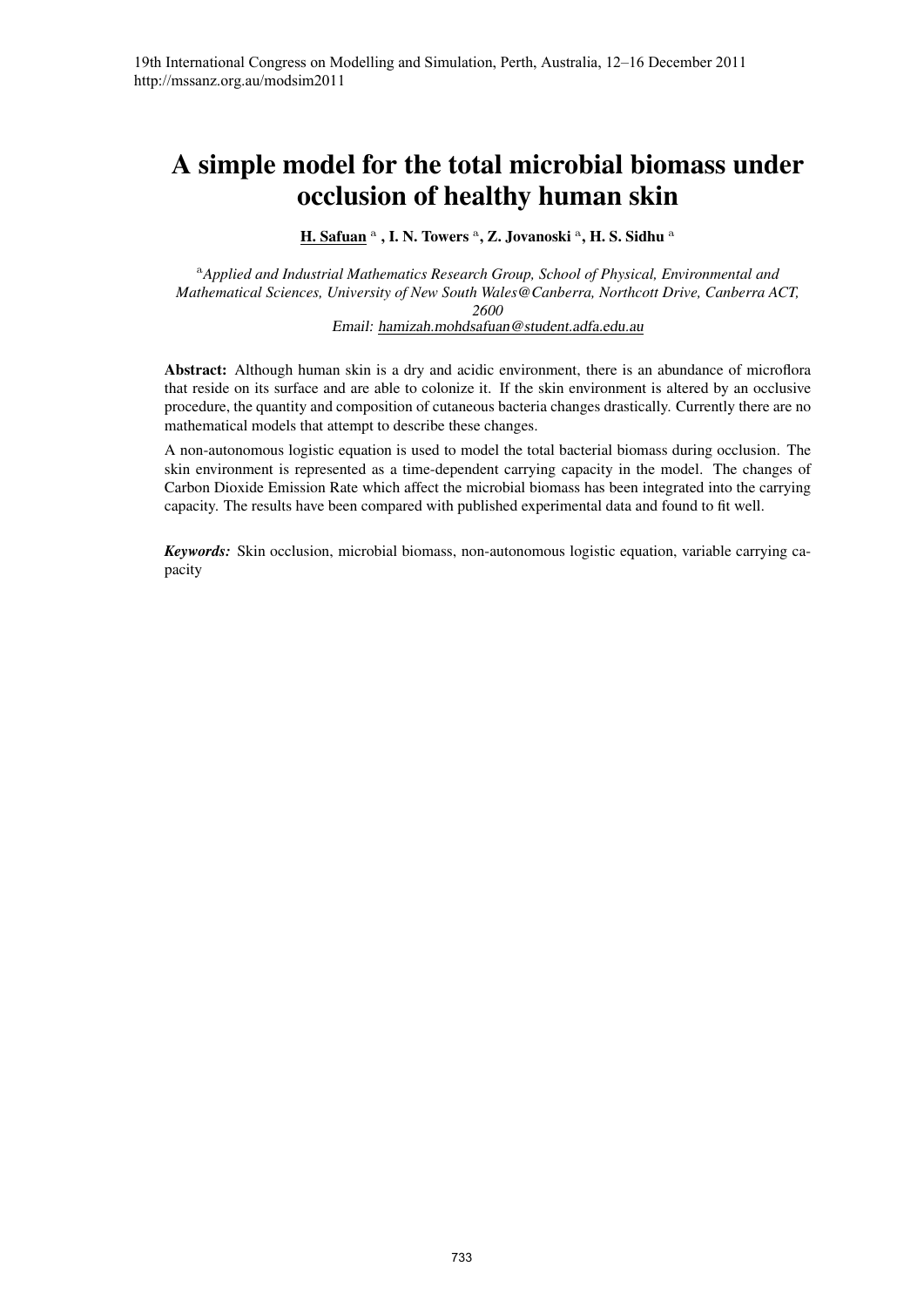# A simple model for the total microbial biomass under occlusion of healthy human skin

H. Safuan [a] , I. N. Towers [a], Z. Jovanoski [a], H. S. Sidhu [a]

[a] *Applied and Industrial Mathematics Research Group, School of Physical, Environmental and Mathematical Sciences, University of New South Wales@Canberra, Northcott Drive, Canberra ACT, 2600*
*Email: hamizah.mohdsafuan@student.adfa.edu.au*

**Abstract:** Although human skin is a dry and acidic environment, there is an abundance of microflora that reside on its surface and are able to colonize it. If the skin environment is altered by an occlusive procedure, the quantity and composition of cutaneous bacteria changes drastically. Currently there are no mathematical models that attempt to describe these changes.

A non-autonomous logistic equation is used to model the total bacterial biomass during occlusion. The skin environment is represented as a time-dependent carrying capacity in the model. The changes of Carbon Dioxide Emission Rate which affect the microbial biomass has been integrated into the carrying capacity. The results have been compared with published experimental data and found to fit well.

***Keywords:*** Skin occlusion, microbial biomass, non-autonomous logistic equation, variable carrying capacity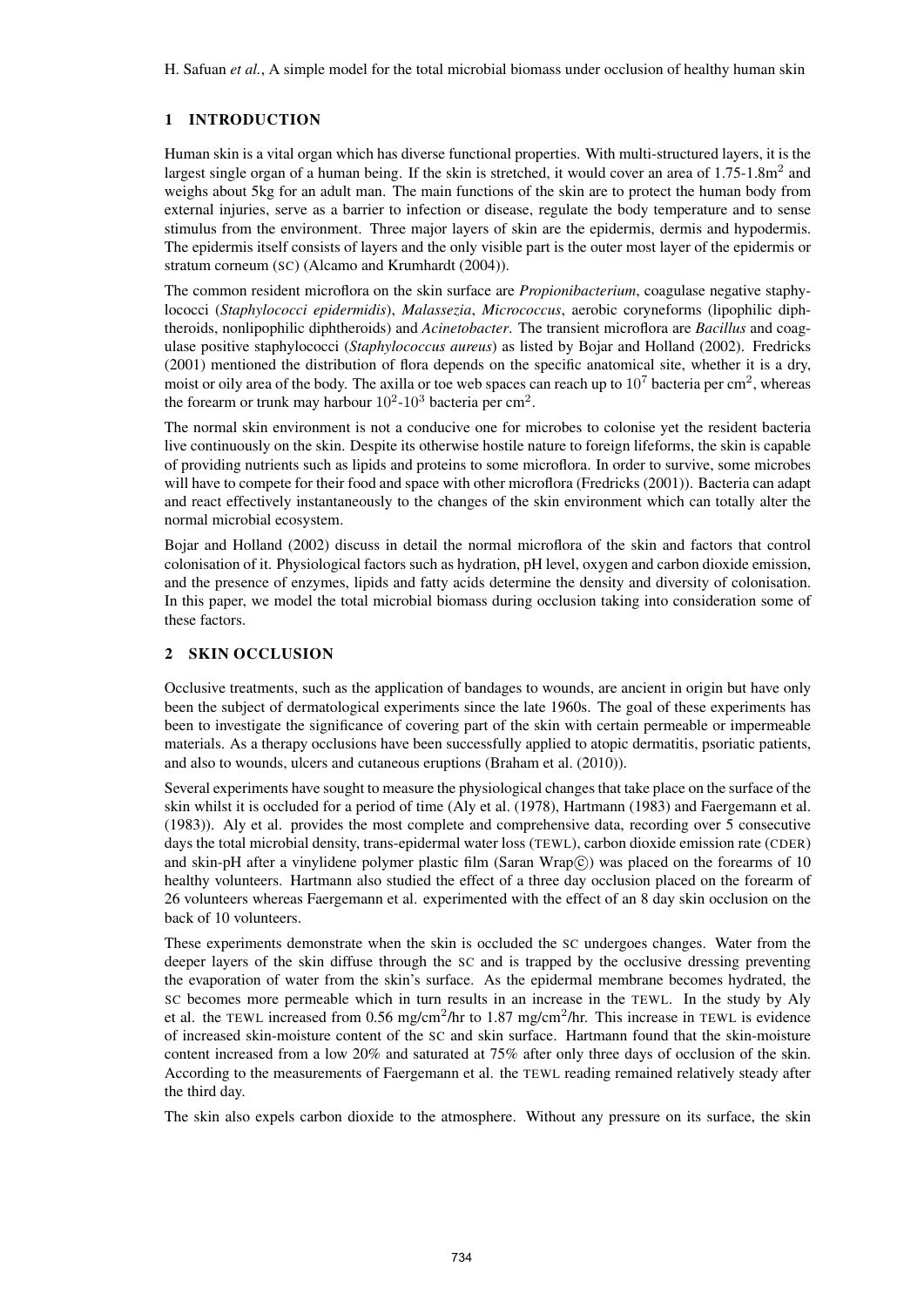## 1 INTRODUCTION

Human skin is a vital organ which has diverse functional properties. With multi-structured layers, it is the largest single organ of a human being. If the skin is stretched, it would cover an area of 1.75-1.8m$^2$ and weighs about 5kg for an adult man. The main functions of the skin are to protect the human body from external injuries, serve as a barrier to infection or disease, regulate the body temperature and to sense stimulus from the environment. Three major layers of skin are the epidermis, dermis and hypodermis. The epidermis itself consists of layers and the only visible part is the outer most layer of the epidermis or stratum corneum (SC) (Alcamo and Krumhardt (2004)).

The common resident microflora on the skin surface are *Propionibacterium*, coagulase negative staphylococci (*Staphylococci epidermidis*), *Malassezia*, *Micrococcus*, aerobic coryneforms (lipophilic diphtheroids, nonlipophilic diphtheroids) and *Acinetobacter*. The transient microflora are *Bacillus* and coagulase positive staphylococci (*Staphylococcus aureus*) as listed by Bojar and Holland (2002). Fredricks (2001) mentioned the distribution of flora depends on the specific anatomical site, whether it is a dry, moist or oily area of the body. The axilla or toe web spaces can reach up to $10^7$ bacteria per cm$^2$, whereas the forearm or trunk may harbour $10^2$-$10^3$ bacteria per cm$^2$.

The normal skin environment is not a conducive one for microbes to colonise yet the resident bacteria live continuously on the skin. Despite its otherwise hostile nature to foreign lifeforms, the skin is capable of providing nutrients such as lipids and proteins to some microflora. In order to survive, some microbes will have to compete for their food and space with other microflora (Fredricks (2001)). Bacteria can adapt and react effectively instantaneously to the changes of the skin environment which can totally alter the normal microbial ecosystem.

Bojar and Holland (2002) discuss in detail the normal microflora of the skin and factors that control colonisation of it. Physiological factors such as hydration, pH level, oxygen and carbon dioxide emission, and the presence of enzymes, lipids and fatty acids determine the density and diversity of colonisation. In this paper, we model the total microbial biomass during occlusion taking into consideration some of these factors.

## 2 SKIN OCCLUSION

Occlusive treatments, such as the application of bandages to wounds, are ancient in origin but have only been the subject of dermatological experiments since the late 1960s. The goal of these experiments has been to investigate the significance of covering part of the skin with certain permeable or impermeable materials. As a therapy occlusions have been successfully applied to atopic dermatitis, psoriatic patients, and also to wounds, ulcers and cutaneous eruptions (Braham et al. (2010)).

Several experiments have sought to measure the physiological changes that take place on the surface of the skin whilst it is occluded for a period of time (Aly et al. (1978), Hartmann (1983) and Faergemann et al. (1983)). Aly et al. provides the most complete and comprehensive data, recording over 5 consecutive days the total microbial density, trans-epidermal water loss (TEWL), carbon dioxide emission rate (CDER) and skin-pH after a vinylidene polymer plastic film (Saran Wrap©) was placed on the forearms of 10 healthy volunteers. Hartmann also studied the effect of a three day occlusion placed on the forearm of 26 volunteers whereas Faergemann et al. experimented with the effect of an 8 day skin occlusion on the back of 10 volunteers.

These experiments demonstrate when the skin is occluded the SC undergoes changes. Water from the deeper layers of the skin diffuse through the SC and is trapped by the occlusive dressing preventing the evaporation of water from the skin's surface. As the epidermal membrane becomes hydrated, the SC becomes more permeable which in turn results in an increase in the TEWL. In the study by Aly et al. the TEWL increased from 0.56 mg/cm$^2$/hr to 1.87 mg/cm$^2$/hr. This increase in TEWL is evidence of increased skin-moisture content of the SC and skin surface. Hartmann found that the skin-moisture content increased from a low 20% and saturated at 75% after only three days of occlusion of the skin. According to the measurements of Faergemann et al. the TEWL reading remained relatively steady after the third day.

The skin also expels carbon dioxide to the atmosphere. Without any pressure on its surface, the skin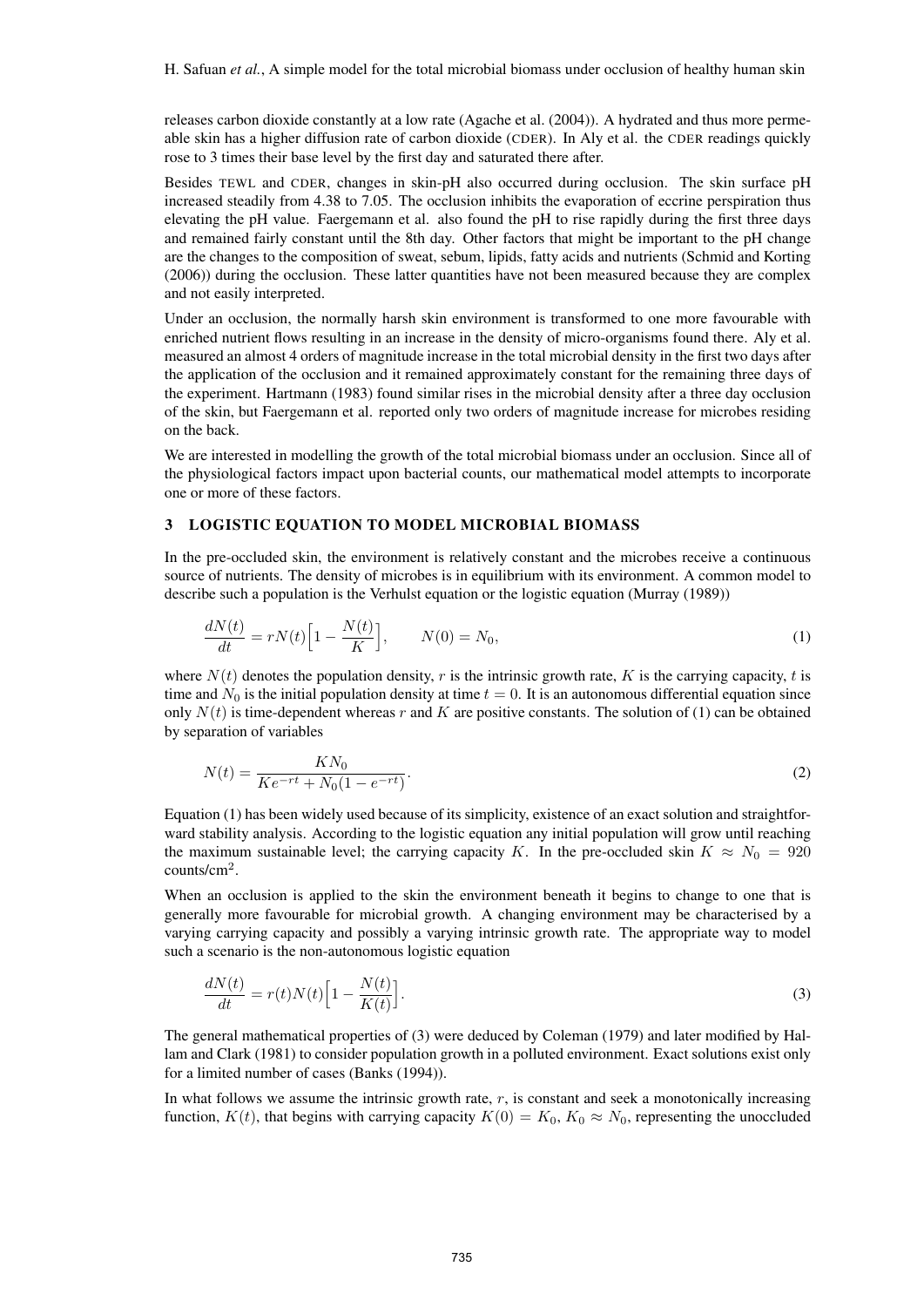releases carbon dioxide constantly at a low rate (Agache et al. (2004)). A hydrated and thus more permeable skin has a higher diffusion rate of carbon dioxide (CDER). In Aly et al. the CDER readings quickly rose to 3 times their base level by the first day and saturated there after.

Besides TEWL and CDER, changes in skin-pH also occurred during occlusion. The skin surface pH increased steadily from 4.38 to 7.05. The occlusion inhibits the evaporation of eccrine perspiration thus elevating the pH value. Faergemann et al. also found the pH to rise rapidly during the first three days and remained fairly constant until the 8th day. Other factors that might be important to the pH change are the changes to the composition of sweat, sebum, lipids, fatty acids and nutrients (Schmid and Korting (2006)) during the occlusion. These latter quantities have not been measured because they are complex and not easily interpreted.

Under an occlusion, the normally harsh skin environment is transformed to one more favourable with enriched nutrient flows resulting in an increase in the density of micro-organisms found there. Aly et al. measured an almost 4 orders of magnitude increase in the total microbial density in the first two days after the application of the occlusion and it remained approximately constant for the remaining three days of the experiment. Hartmann (1983) found similar rises in the microbial density after a three day occlusion of the skin, but Faergemann et al. reported only two orders of magnitude increase for microbes residing on the back.

We are interested in modelling the growth of the total microbial biomass under an occlusion. Since all of the physiological factors impact upon bacterial counts, our mathematical model attempts to incorporate one or more of these factors.

## 3 LOGISTIC EQUATION TO MODEL MICROBIAL BIOMASS

In the pre-occluded skin, the environment is relatively constant and the microbes receive a continuous source of nutrients. The density of microbes is in equilibrium with its environment. A common model to describe such a population is the Verhulst equation or the logistic equation (Murray (1989))

$$\frac{dN(t)}{dt} = rN(t)\Big[1 - \frac{N(t)}{K}\Big], \qquad N(0) = N_0, \tag{1}$$

where $N(t)$ denotes the population density, $r$ is the intrinsic growth rate, $K$ is the carrying capacity, $t$ is time and $N_0$ is the initial population density at time $t = 0$. It is an autonomous differential equation since only $N(t)$ is time-dependent whereas $r$ and $K$ are positive constants. The solution of (1) can be obtained by separation of variables

$$N(t) = \frac{KN_0}{Ke^{-rt} + N_0(1 - e^{-rt})}. \tag{2}$$

Equation (1) has been widely used because of its simplicity, existence of an exact solution and straightforward stability analysis. According to the logistic equation any initial population will grow until reaching the maximum sustainable level; the carrying capacity $K$. In the pre-occluded skin $K \approx N_0 = 920$ counts/cm$^2$.

When an occlusion is applied to the skin the environment beneath it begins to change to one that is generally more favourable for microbial growth. A changing environment may be characterised by a varying carrying capacity and possibly a varying intrinsic growth rate. The appropriate way to model such a scenario is the non-autonomous logistic equation

$$\frac{dN(t)}{dt} = r(t)N(t)\Big[1 - \frac{N(t)}{K(t)}\Big]. \tag{3}$$

The general mathematical properties of (3) were deduced by Coleman (1979) and later modified by Hallam and Clark (1981) to consider population growth in a polluted environment. Exact solutions exist only for a limited number of cases (Banks (1994)).

In what follows we assume the intrinsic growth rate, $r$, is constant and seek a monotonically increasing function, $K(t)$, that begins with carrying capacity $K(0) = K_0$, $K_0 \approx N_0$, representing the unoccluded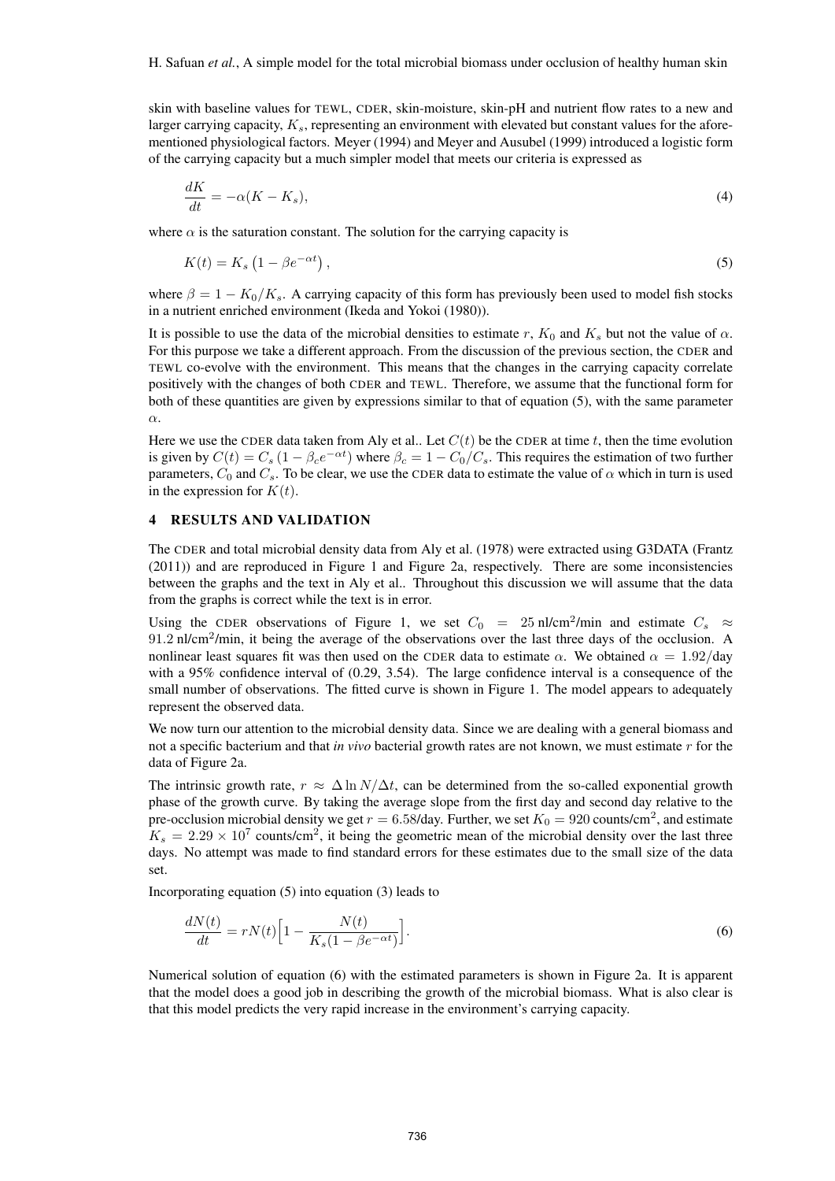skin with baseline values for TEWL, CDER, skin-moisture, skin-pH and nutrient flow rates to a new and larger carrying capacity, $K_s$, representing an environment with elevated but constant values for the aforementioned physiological factors. Meyer (1994) and Meyer and Ausubel (1999) introduced a logistic form of the carrying capacity but a much simpler model that meets our criteria is expressed as

$$\frac{dK}{dt} = -\alpha(K - K_s), \tag{4}$$

where $\alpha$ is the saturation constant. The solution for the carrying capacity is

$$K(t) = K_s\left(1 - \beta e^{-\alpha t}\right), \tag{5}$$

where $\beta = 1 - K_0/K_s$. A carrying capacity of this form has previously been used to model fish stocks in a nutrient enriched environment (Ikeda and Yokoi (1980)).

It is possible to use the data of the microbial densities to estimate $r$, $K_0$ and $K_s$ but not the value of $\alpha$. For this purpose we take a different approach. From the discussion of the previous section, the CDER and TEWL co-evolve with the environment. This means that the changes in the carrying capacity correlate positively with the changes of both CDER and TEWL. Therefore, we assume that the functional form for both of these quantities are given by expressions similar to that of equation (5), with the same parameter $\alpha$.

Here we use the CDER data taken from Aly et al.. Let $C(t)$ be the CDER at time $t$, then the time evolution is given by $C(t) = C_s\left(1 - \beta_c e^{-\alpha t}\right)$ where $\beta_c = 1 - C_0/C_s$. This requires the estimation of two further parameters, $C_0$ and $C_s$. To be clear, we use the CDER data to estimate the value of $\alpha$ which in turn is used in the expression for $K(t)$.

## 4 RESULTS AND VALIDATION

The CDER and total microbial density data from Aly et al. (1978) were extracted using G3DATA (Frantz (2011)) and are reproduced in Figure 1 and Figure 2a, respectively. There are some inconsistencies between the graphs and the text in Aly et al.. Throughout this discussion we will assume that the data from the graphs is correct while the text is in error.

Using the CDER observations of Figure 1, we set $C_0 = 25$ nl/cm$^2$/min and estimate $C_s \approx 91.2$ nl/cm$^2$/min, it being the average of the observations over the last three days of the occlusion. A nonlinear least squares fit was then used on the CDER data to estimate $\alpha$. We obtained $\alpha = 1.92$/day with a 95% confidence interval of (0.29, 3.54). The large confidence interval is a consequence of the small number of observations. The fitted curve is shown in Figure 1. The model appears to adequately represent the observed data.

We now turn our attention to the microbial density data. Since we are dealing with a general biomass and not a specific bacterium and that *in vivo* bacterial growth rates are not known, we must estimate $r$ for the data of Figure 2a.

The intrinsic growth rate, $r \approx \Delta \ln N/\Delta t$, can be determined from the so-called exponential growth phase of the growth curve. By taking the average slope from the first day and second day relative to the pre-occlusion microbial density we get $r = 6.58$/day. Further, we set $K_0 = 920$ counts/cm$^2$, and estimate $K_s = 2.29 \times 10^7$ counts/cm$^2$, it being the geometric mean of the microbial density over the last three days. No attempt was made to find standard errors for these estimates due to the small size of the data set.

Incorporating equation (5) into equation (3) leads to

$$\frac{dN(t)}{dt} = rN(t)\Big[1 - \frac{N(t)}{K_s(1 - \beta e^{-\alpha t})}\Big]. \tag{6}$$

Numerical solution of equation (6) with the estimated parameters is shown in Figure 2a. It is apparent that the model does a good job in describing the growth of the microbial biomass. What is also clear is that this model predicts the very rapid increase in the environment's carrying capacity.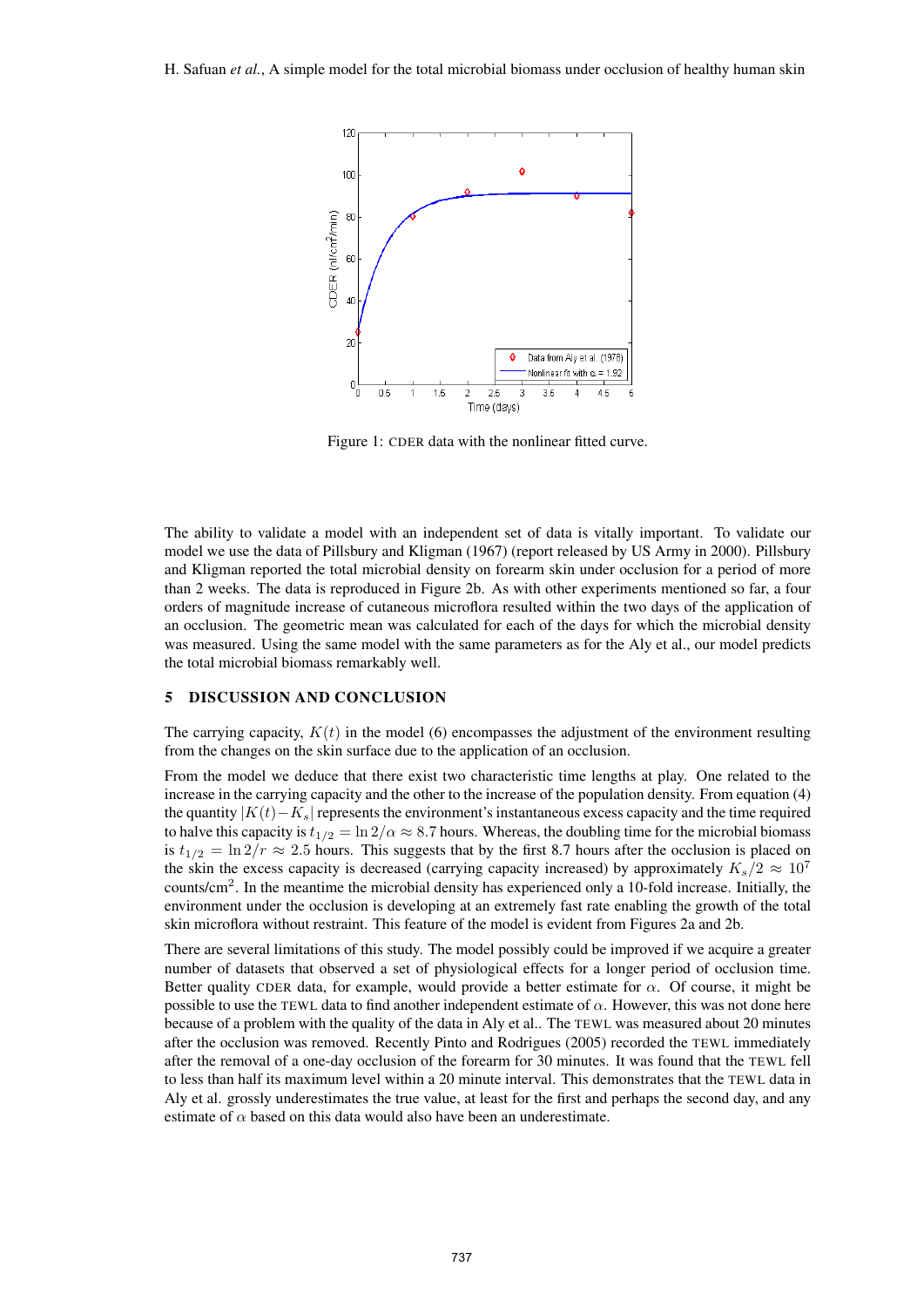Figure 1: CDER data with the nonlinear fitted curve.

The ability to validate a model with an independent set of data is vitally important. To validate our model we use the data of Pillsbury and Kligman (1967) (report released by US Army in 2000). Pillsbury and Kligman reported the total microbial density on forearm skin under occlusion for a period of more than 2 weeks. The data is reproduced in Figure 2b. As with other experiments mentioned so far, a four orders of magnitude increase of cutaneous microflora resulted within the two days of the application of an occlusion. The geometric mean was calculated for each of the days for which the microbial density was measured. Using the same model with the same parameters as for the Aly et al., our model predicts the total microbial biomass remarkably well.

## 5 DISCUSSION AND CONCLUSION

The carrying capacity, $K(t)$ in the model (6) encompasses the adjustment of the environment resulting from the changes on the skin surface due to the application of an occlusion.

From the model we deduce that there exist two characteristic time lengths at play. One related to the increase in the carrying capacity and the other to the increase of the population density. From equation (4) the quantity $|K(t) - K_s|$ represents the environment's instantaneous excess capacity and the time required to halve this capacity is $t_{1/2} = \ln 2/\alpha \approx 8.7$ hours. Whereas, the doubling time for the microbial biomass is $t_{1/2} = \ln 2/r \approx 2.5$ hours. This suggests that by the first 8.7 hours after the occlusion is placed on the skin the excess capacity is decreased (carrying capacity increased) by approximately $K_s/2 \approx 10^7$ counts/cm$^2$. In the meantime the microbial density has experienced only a 10-fold increase. Initially, the environment under the occlusion is developing at an extremely fast rate enabling the growth of the total skin microflora without restraint. This feature of the model is evident from Figures 2a and 2b.

There are several limitations of this study. The model possibly could be improved if we acquire a greater number of datasets that observed a set of physiological effects for a longer period of occlusion time. Better quality CDER data, for example, would provide a better estimate for $\alpha$. Of course, it might be possible to use the TEWL data to find another independent estimate of $\alpha$. However, this was not done here because of a problem with the quality of the data in Aly et al.. The TEWL was measured about 20 minutes after the occlusion was removed. Recently Pinto and Rodrigues (2005) recorded the TEWL immediately after the removal of a one-day occlusion of the forearm for 30 minutes. It was found that the TEWL fell to less than half its maximum level within a 20 minute interval. This demonstrates that the TEWL data in Aly et al. grossly underestimates the true value, at least for the first and perhaps the second day, and any estimate of $\alpha$ based on this data would also have been an underestimate.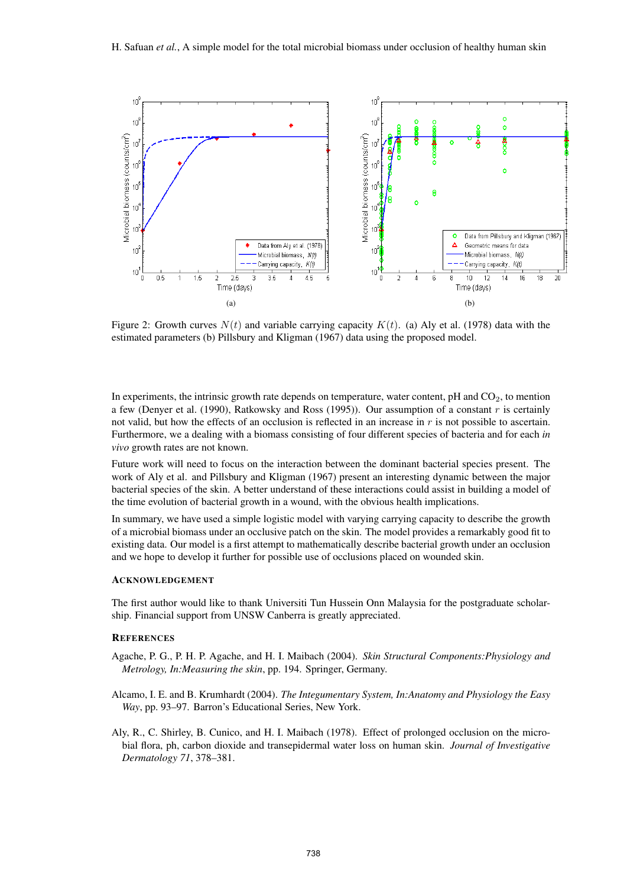Figure 2: Growth curves $N(t)$ and variable carrying capacity $K(t)$. (a) Aly et al. (1978) data with the estimated parameters (b) Pillsbury and Kligman (1967) data using the proposed model.

In experiments, the intrinsic growth rate depends on temperature, water content, pH and $CO_2$, to mention a few (Denyer et al. (1990), Ratkowsky and Ross (1995)). Our assumption of a constant $r$ is certainly not valid, but how the effects of an occlusion is reflected in an increase in $r$ is not possible to ascertain. Furthermore, we a dealing with a biomass consisting of four different species of bacteria and for each *in vivo* growth rates are not known.

Future work will need to focus on the interaction between the dominant bacterial species present. The work of Aly et al. and Pillsbury and Kligman (1967) present an interesting dynamic between the major bacterial species of the skin. A better understand of these interactions could assist in building a model of the time evolution of bacterial growth in a wound, with the obvious health implications.

In summary, we have used a simple logistic model with varying carrying capacity to describe the growth of a microbial biomass under an occlusive patch on the skin. The model provides a remarkably good fit to existing data. Our model is a first attempt to mathematically describe bacterial growth under an occlusion and we hope to develop it further for possible use of occlusions placed on wounded skin.

## ACKNOWLEDGEMENT

The first author would like to thank Universiti Tun Hussein Onn Malaysia for the postgraduate scholarship. Financial support from UNSW Canberra is greatly appreciated.

## REFERENCES

Agache, P. G., P. H. P. Agache, and H. I. Maibach (2004). *Skin Structural Components:Physiology and Metrology, In:Measuring the skin*, pp. 194. Springer, Germany.

Alcamo, I. E. and B. Krumhardt (2004). *The Integumentary System, In:Anatomy and Physiology the Easy Way*, pp. 93–97. Barron's Educational Series, New York.

Aly, R., C. Shirley, B. Cunico, and H. I. Maibach (1978). Effect of prolonged occlusion on the microbial flora, ph, carbon dioxide and transepidermal water loss on human skin. *Journal of Investigative Dermatology 71*, 378–381.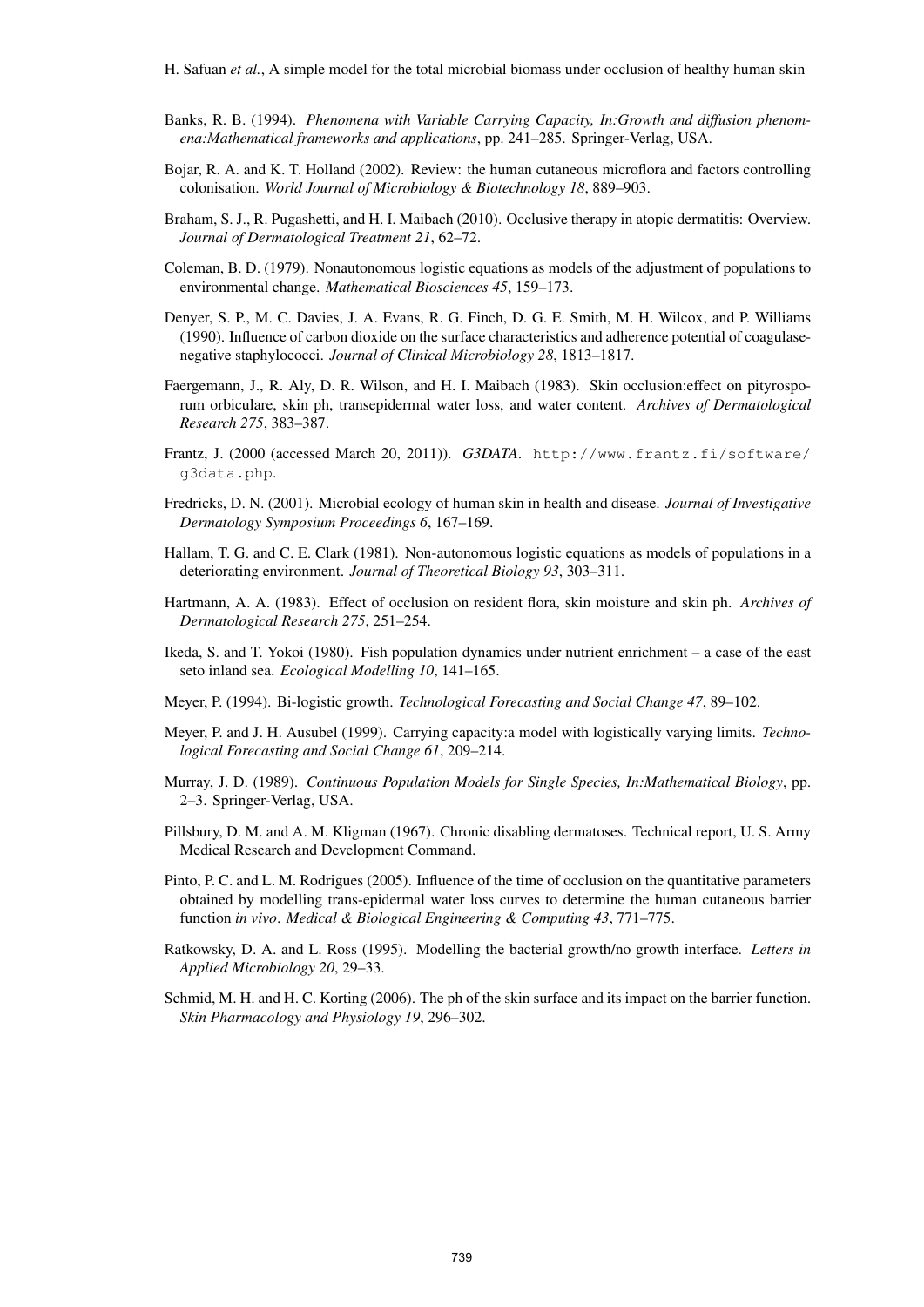Banks, R. B. (1994). *Phenomena with Variable Carrying Capacity, In:Growth and diffusion phenomena:Mathematical frameworks and applications*, pp. 241–285. Springer-Verlag, USA.

Bojar, R. A. and K. T. Holland (2002). Review: the human cutaneous microflora and factors controlling colonisation. *World Journal of Microbiology & Biotechnology 18*, 889–903.

Braham, S. J., R. Pugashetti, and H. I. Maibach (2010). Occlusive therapy in atopic dermatitis: Overview. *Journal of Dermatological Treatment 21*, 62–72.

Coleman, B. D. (1979). Nonautonomous logistic equations as models of the adjustment of populations to environmental change. *Mathematical Biosciences 45*, 159–173.

Denyer, S. P., M. C. Davies, J. A. Evans, R. G. Finch, D. G. E. Smith, M. H. Wilcox, and P. Williams (1990). Influence of carbon dioxide on the surface characteristics and adherence potential of coagulase-negative staphylococci. *Journal of Clinical Microbiology 28*, 1813–1817.

Faergemann, J., R. Aly, D. R. Wilson, and H. I. Maibach (1983). Skin occlusion:effect on pityrosporum orbiculare, skin ph, transepidermal water loss, and water content. *Archives of Dermatological Research 275*, 383–387.

Frantz, J. (2000 (accessed March 20, 2011)). *G3DATA*. `http://www.frantz.fi/software/g3data.php`.

Fredricks, D. N. (2001). Microbial ecology of human skin in health and disease. *Journal of Investigative Dermatology Symposium Proceedings 6*, 167–169.

Hallam, T. G. and C. E. Clark (1981). Non-autonomous logistic equations as models of populations in a deteriorating environment. *Journal of Theoretical Biology 93*, 303–311.

Hartmann, A. A. (1983). Effect of occlusion on resident flora, skin moisture and skin ph. *Archives of Dermatological Research 275*, 251–254.

Ikeda, S. and T. Yokoi (1980). Fish population dynamics under nutrient enrichment – a case of the east seto inland sea. *Ecological Modelling 10*, 141–165.

Meyer, P. (1994). Bi-logistic growth. *Technological Forecasting and Social Change 47*, 89–102.

Meyer, P. and J. H. Ausubel (1999). Carrying capacity:a model with logistically varying limits. *Technological Forecasting and Social Change 61*, 209–214.

Murray, J. D. (1989). *Continuous Population Models for Single Species, In:Mathematical Biology*, pp. 2–3. Springer-Verlag, USA.

Pillsbury, D. M. and A. M. Kligman (1967). Chronic disabling dermatoses. Technical report, U. S. Army Medical Research and Development Command.

Pinto, P. C. and L. M. Rodrigues (2005). Influence of the time of occlusion on the quantitative parameters obtained by modelling trans-epidermal water loss curves to determine the human cutaneous barrier function *in vivo*. *Medical & Biological Engineering & Computing 43*, 771–775.

Ratkowsky, D. A. and L. Ross (1995). Modelling the bacterial growth/no growth interface. *Letters in Applied Microbiology 20*, 29–33.

Schmid, M. H. and H. C. Korting (2006). The ph of the skin surface and its impact on the barrier function. *Skin Pharmacology and Physiology 19*, 296–302.